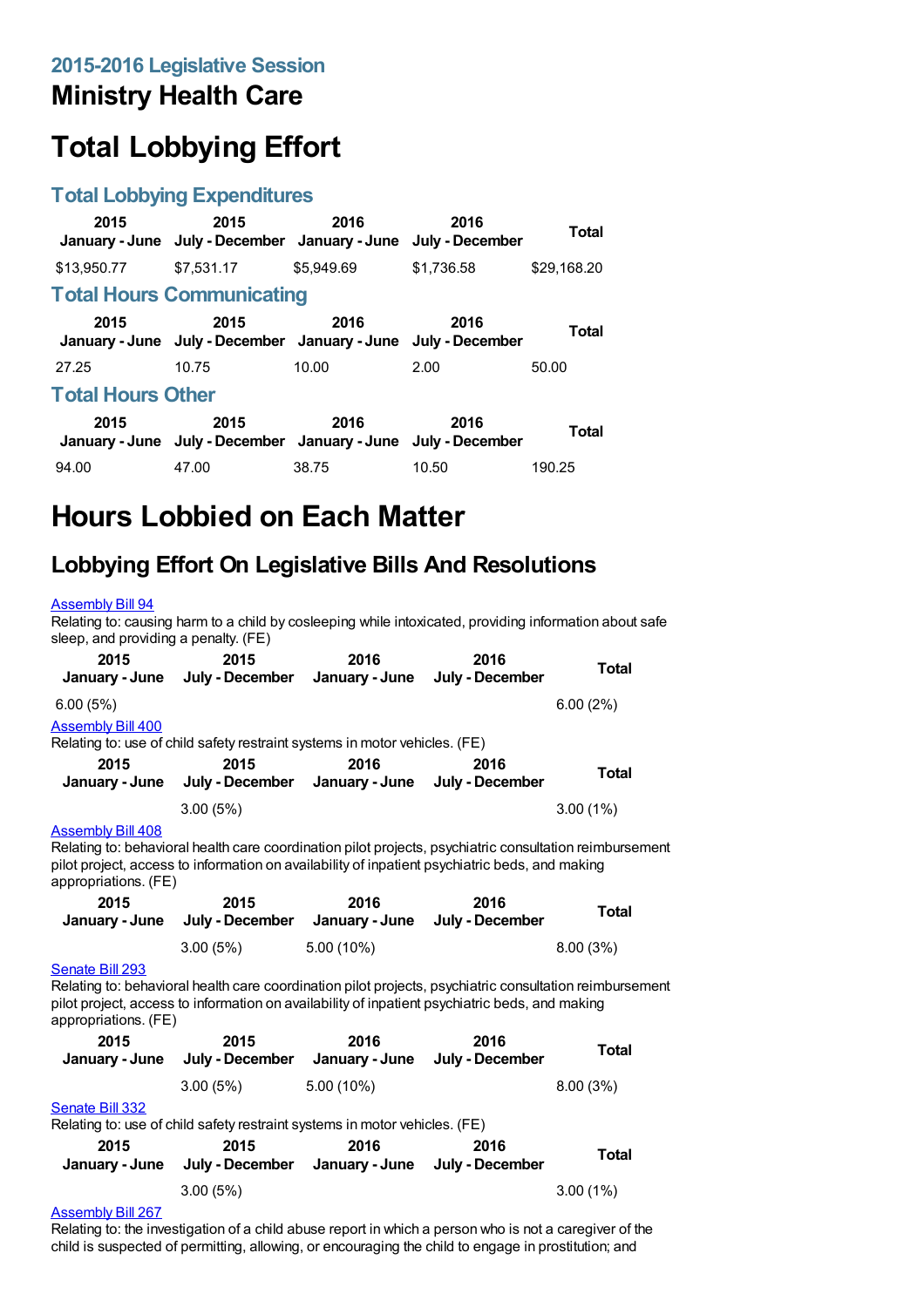## 2015-2016 Legislative Session

# Ministry Health Care

# Total Lobbying Effort

## Total Lobbying Expenditures

| 2015 January - June | 2015 July - December | 2016 January - June | 2016 July - December | Total |
|---|---|---|---|---|
| $13,950.77 | $7,531.17 | $5,949.69 | $1,736.58 | $29,168.20 |

## Total Hours Communicating

| 2015 January - June | 2015 July - December | 2016 January - June | 2016 July - December | Total |
|---|---|---|---|---|
| 27.25 | 10.75 | 10.00 | 2.00 | 50.00 |

## Total Hours Other

| 2015 January - June | 2015 July - December | 2016 January - June | 2016 July - December | Total |
|---|---|---|---|---|
| 94.00 | 47.00 | 38.75 | 10.50 | 190.25 |

# Hours Lobbied on Each Matter

## Lobbying Effort On Legislative Bills And Resolutions

Assembly Bill 94

Relating to: causing harm to a child by cosleeping while intoxicated, providing information about safe sleep, and providing a penalty. (FE)

| 2015 January - June | 2015 July - December | 2016 January - June | 2016 July - December | Total |
|---|---|---|---|---|
| 6.00 (5%) | | | | 6.00 (2%) |

Assembly Bill 400

Relating to: use of child safety restraint systems in motor vehicles. (FE)

| 2015 January - June | 2015 July - December | 2016 January - June | 2016 July - December | Total |
|---|---|---|---|---|
| | 3.00 (5%) | | | 3.00 (1%) |

Assembly Bill 408

Relating to: behavioral health care coordination pilot projects, psychiatric consultation reimbursement pilot project, access to information on availability of inpatient psychiatric beds, and making appropriations. (FE)

| 2015 January - June | 2015 July - December | 2016 January - June | 2016 July - December | Total |
|---|---|---|---|---|
| | 3.00 (5%) | 5.00 (10%) | | 8.00 (3%) |

Senate Bill 293

Relating to: behavioral health care coordination pilot projects, psychiatric consultation reimbursement pilot project, access to information on availability of inpatient psychiatric beds, and making appropriations. (FE)

| 2015 January - June | 2015 July - December | 2016 January - June | 2016 July - December | Total |
|---|---|---|---|---|
| | 3.00 (5%) | 5.00 (10%) | | 8.00 (3%) |

Senate Bill 332

Relating to: use of child safety restraint systems in motor vehicles. (FE)

| 2015 January - June | 2015 July - December | 2016 January - June | 2016 July - December | Total |
|---|---|---|---|---|
| | 3.00 (5%) | | | 3.00 (1%) |

Assembly Bill 267

Relating to: the investigation of a child abuse report in which a person who is not a caregiver of the child is suspected of permitting, allowing, or encouraging the child to engage in prostitution; and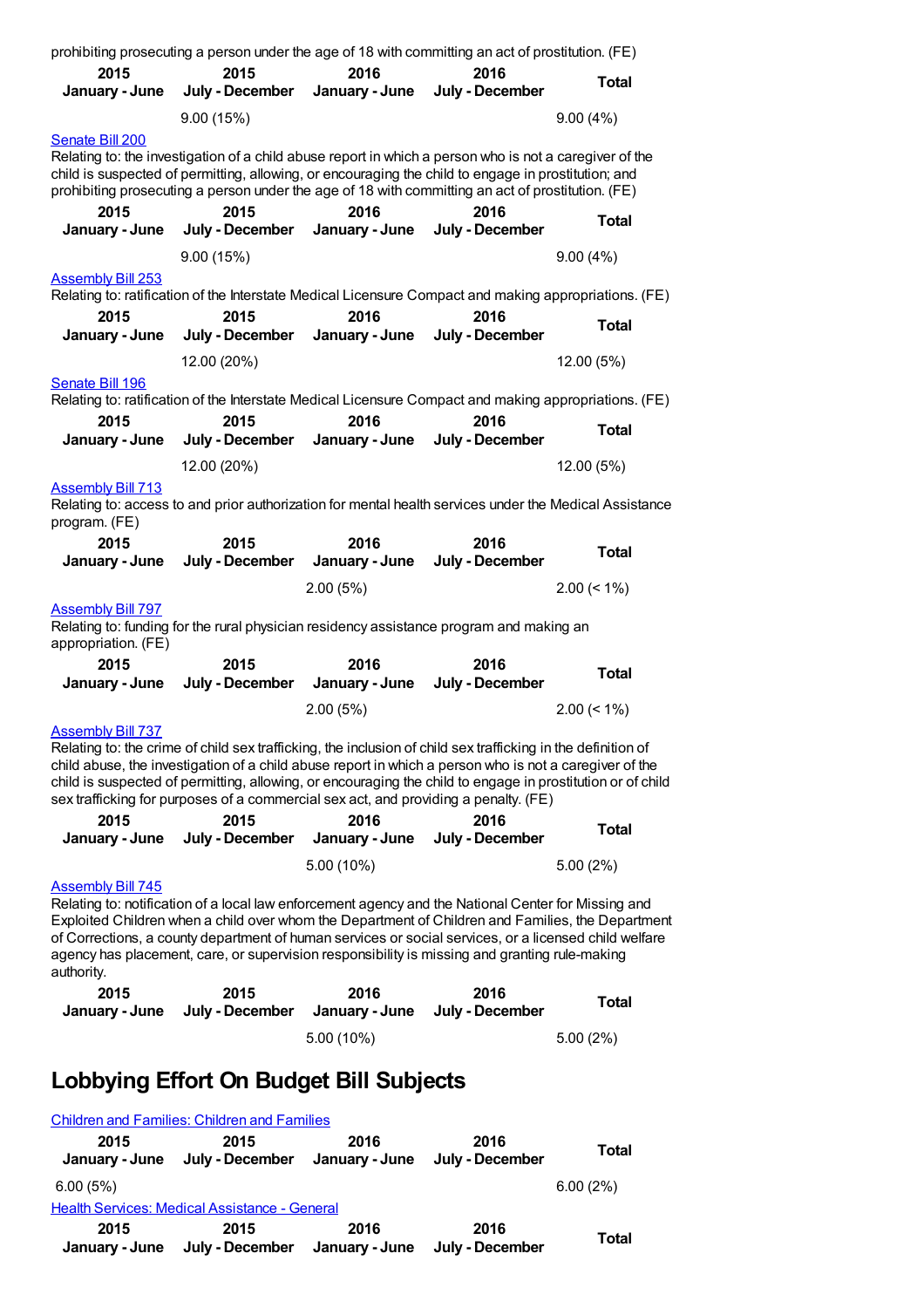prohibiting prosecuting a person under the age of 18 with committing an act of prostitution. (FE)

| 2015 January - June | 2015 July - December | 2016 January - June | 2016 July - December | Total |
|---|---|---|---|---|
| | 9.00 (15%) | | | 9.00 (4%) |

Senate Bill 200

Relating to: the investigation of a child abuse report in which a person who is not a caregiver of the child is suspected of permitting, allowing, or encouraging the child to engage in prostitution; and prohibiting prosecuting a person under the age of 18 with committing an act of prostitution. (FE)

| 2015 January - June | 2015 July - December | 2016 January - June | 2016 July - December | Total |
|---|---|---|---|---|
| | 9.00 (15%) | | | 9.00 (4%) |

Assembly Bill 253

Relating to: ratification of the Interstate Medical Licensure Compact and making appropriations. (FE)

| 2015 January - June | 2015 July - December | 2016 January - June | 2016 July - December | Total |
|---|---|---|---|---|
| | 12.00 (20%) | | | 12.00 (5%) |

Senate Bill 196

Relating to: ratification of the Interstate Medical Licensure Compact and making appropriations. (FE)

| 2015 January - June | 2015 July - December | 2016 January - June | 2016 July - December | Total |
|---|---|---|---|---|
| | 12.00 (20%) | | | 12.00 (5%) |

Assembly Bill 713

Relating to: access to and prior authorization for mental health services under the Medical Assistance program. (FE)

| 2015 January - June | 2015 July - December | 2016 January - June | 2016 July - December | Total |
|---|---|---|---|---|
| | | 2.00 (5%) | | 2.00 (< 1%) |

Assembly Bill 797

Relating to: funding for the rural physician residency assistance program and making an appropriation. (FE)

| 2015 January - June | 2015 July - December | 2016 January - June | 2016 July - December | Total |
|---|---|---|---|---|
| | | 2.00 (5%) | | 2.00 (< 1%) |

Assembly Bill 737

Relating to: the crime of child sex trafficking, the inclusion of child sex trafficking in the definition of child abuse, the investigation of a child abuse report in which a person who is not a caregiver of the child is suspected of permitting, allowing, or encouraging the child to engage in prostitution or of child sex trafficking for purposes of a commercial sex act, and providing a penalty. (FE)

| 2015 January - June | 2015 July - December | 2016 January - June | 2016 July - December | Total |
|---|---|---|---|---|
| | | 5.00 (10%) | | 5.00 (2%) |

Assembly Bill 745

Relating to: notification of a local law enforcement agency and the National Center for Missing and Exploited Children when a child over whom the Department of Children and Families, the Department of Corrections, a county department of human services or social services, or a licensed child welfare agency has placement, care, or supervision responsibility is missing and granting rule-making authority.

| 2015 January - June | 2015 July - December | 2016 January - June | 2016 July - December | Total |
|---|---|---|---|---|
| | | 5.00 (10%) | | 5.00 (2%) |

## Lobbying Effort On Budget Bill Subjects

Children and Families: Children and Families

| 2015 January - June | 2015 July - December | 2016 January - June | 2016 July - December | Total |
|---|---|---|---|---|
| 6.00 (5%) | | | | 6.00 (2%) |

Health Services: Medical Assistance - General

| 2015 January - June | 2015 July - December | 2016 January - June | 2016 July - December | Total |
|---|---|---|---|---|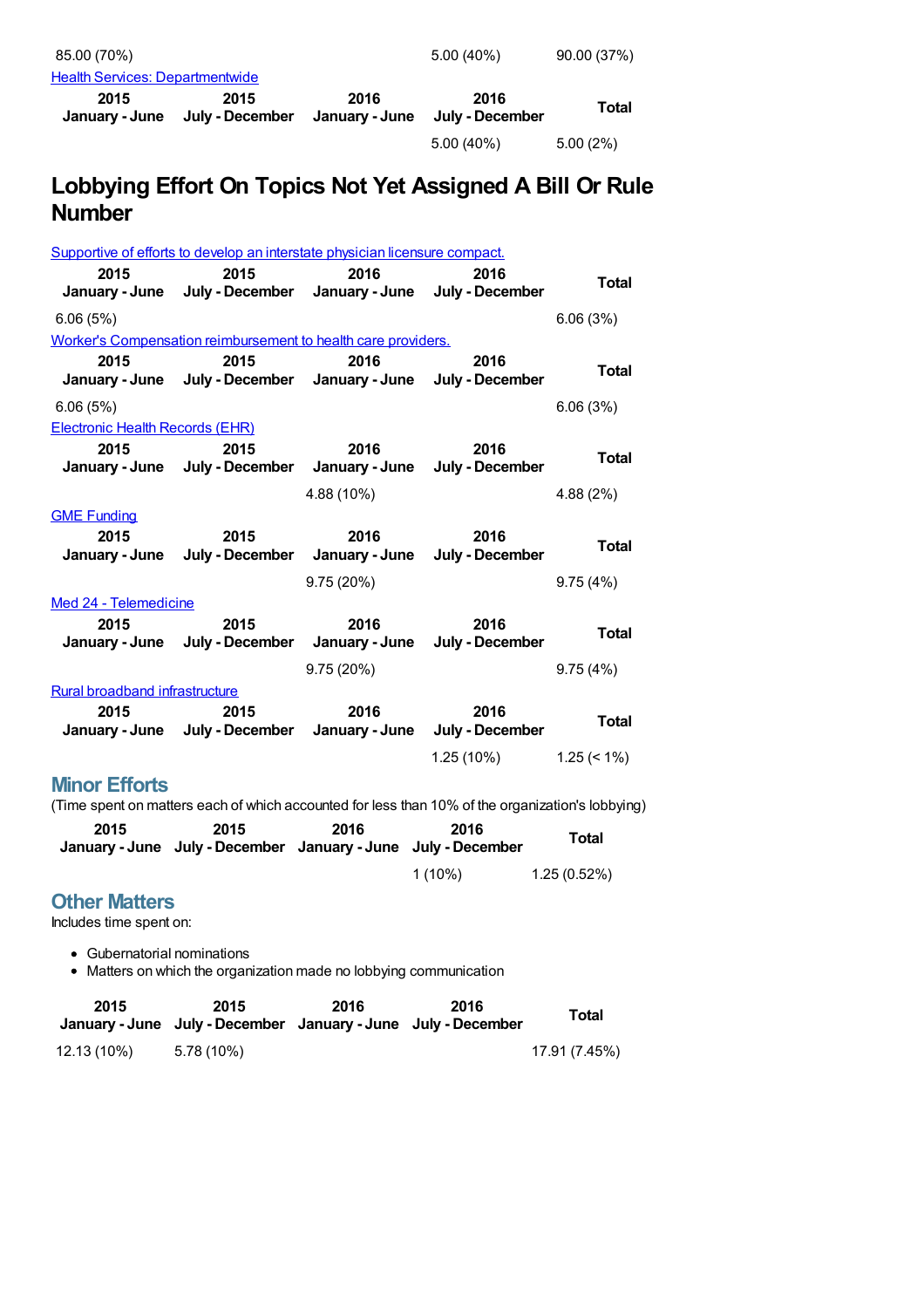| | | | | |
|---|---|---|---|---|
| 85.00 (70%) | | | 5.00 (40%) | 90.00 (37%) |

Health Services: Departmentwide

| 2015 January - June | 2015 July - December | 2016 January - June | 2016 July - December | Total |
|---|---|---|---|---|
| | | | 5.00 (40%) | 5.00 (2%) |

# Lobbying Effort On Topics Not Yet Assigned A Bill Or Rule Number

Supportive of efforts to develop an interstate physician licensure compact.

| 2015 January - June | 2015 July - December | 2016 January - June | 2016 July - December | Total |
|---|---|---|---|---|
| 6.06 (5%) | | | | 6.06 (3%) |

Worker's Compensation reimbursement to health care providers.

| 2015 January - June | 2015 July - December | 2016 January - June | 2016 July - December | Total |
|---|---|---|---|---|
| 6.06 (5%) | | | | 6.06 (3%) |

Electronic Health Records (EHR)

| 2015 January - June | 2015 July - December | 2016 January - June | 2016 July - December | Total |
|---|---|---|---|---|
| | | 4.88 (10%) | | 4.88 (2%) |

GME Funding

| 2015 January - June | 2015 July - December | 2016 January - June | 2016 July - December | Total |
|---|---|---|---|---|
| | | 9.75 (20%) | | 9.75 (4%) |

Med 24 - Telemedicine

| 2015 January - June | 2015 July - December | 2016 January - June | 2016 July - December | Total |
|---|---|---|---|---|
| | | 9.75 (20%) | | 9.75 (4%) |

Rural broadband infrastructure

| 2015 January - June | 2015 July - December | 2016 January - June | 2016 July - December | Total |
|---|---|---|---|---|
| | | | 1.25 (10%) | 1.25 (< 1%) |

## Minor Efforts

(Time spent on matters each of which accounted for less than 10% of the organization's lobbying)

| 2015 January - June | 2015 July - December | 2016 January - June | 2016 July - December | Total |
|---|---|---|---|---|
| | | | 1 (10%) | 1.25 (0.52%) |

## Other Matters

Includes time spent on:

- Gubernatorial nominations
- Matters on which the organization made no lobbying communication

| 2015 January - June | 2015 July - December | 2016 January - June | 2016 July - December | Total |
|---|---|---|---|---|
| 12.13 (10%) | 5.78 (10%) | | | 17.91 (7.45%) |